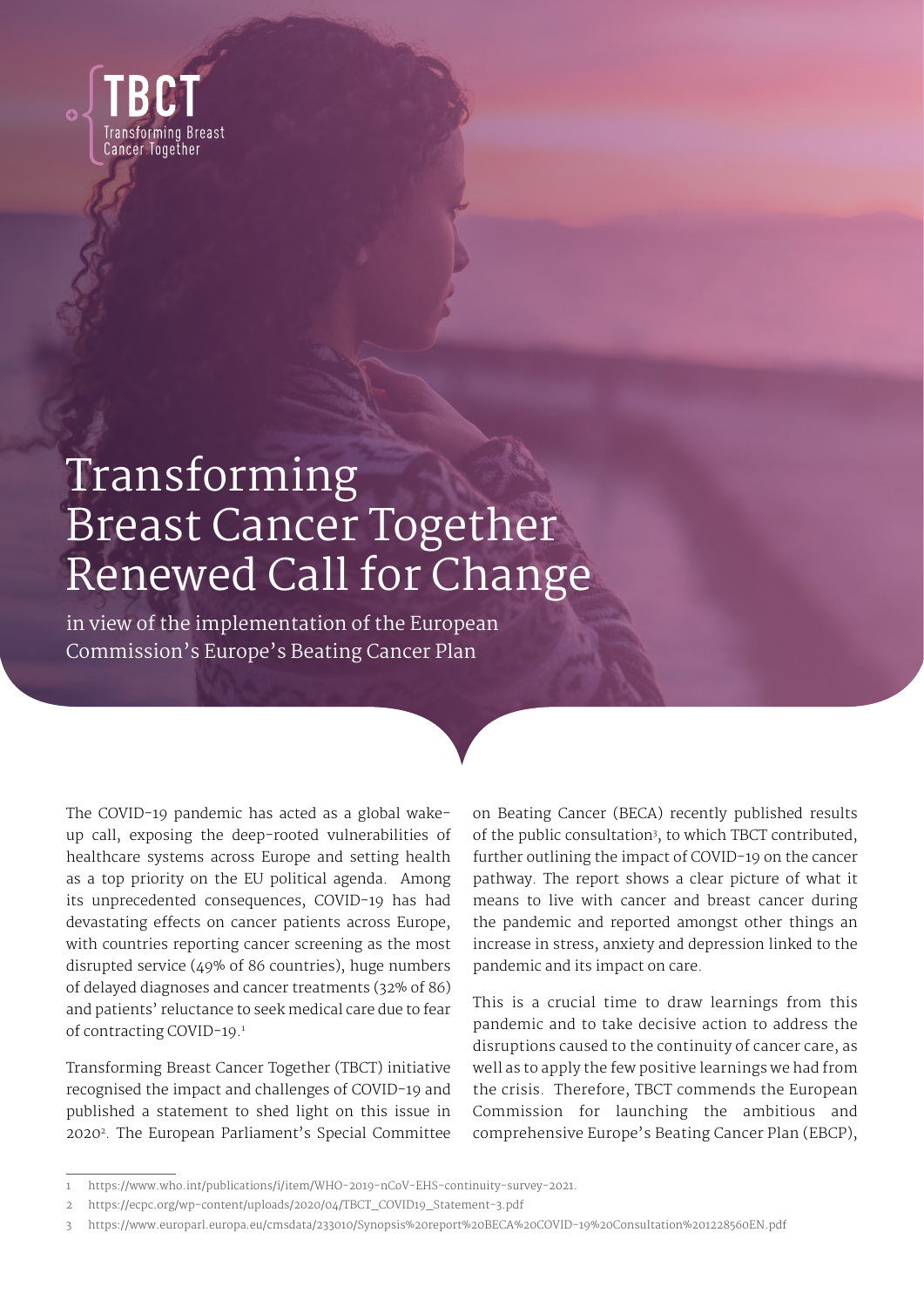TBCT
Transforming Breast Cancer Together

# Transforming Breast Cancer Together Renewed Call for Change

in view of the implementation of the European Commission's Europe's Beating Cancer Plan

The COVID-19 pandemic has acted as a global wake-up call, exposing the deep-rooted vulnerabilities of healthcare systems across Europe and setting health as a top priority on the EU political agenda. Among its unprecedented consequences, COVID-19 has had devastating effects on cancer patients across Europe, with countries reporting cancer screening as the most disrupted service (49% of 86 countries), huge numbers of delayed diagnoses and cancer treatments (32% of 86) and patients' reluctance to seek medical care due to fear of contracting COVID-19.[1]

Transforming Breast Cancer Together (TBCT) initiative recognised the impact and challenges of COVID-19 and published a statement to shed light on this issue in 2020[2]. The European Parliament's Special Committee on Beating Cancer (BECA) recently published results of the public consultation[3], to which TBCT contributed, further outlining the impact of COVID-19 on the cancer pathway. The report shows a clear picture of what it means to live with cancer and breast cancer during the pandemic and reported amongst other things an increase in stress, anxiety and depression linked to the pandemic and its impact on care.

This is a crucial time to draw learnings from this pandemic and to take decisive action to address the disruptions caused to the continuity of cancer care, as well as to apply the few positive learnings we had from the crisis. Therefore, TBCT commends the European Commission for launching the ambitious and comprehensive Europe's Beating Cancer Plan (EBCP),

1 https://www.who.int/publications/i/item/WHO-2019-nCoV-EHS-continuity-survey-2021.

2 https://ecpc.org/wp-content/uploads/2020/04/TBCT_COVID19_Statement-3.pdf

3 https://www.europarl.europa.eu/cmsdata/233010/Synopsis%20report%20BECA%20COVID-19%20Consultation%20122856oEN.pdf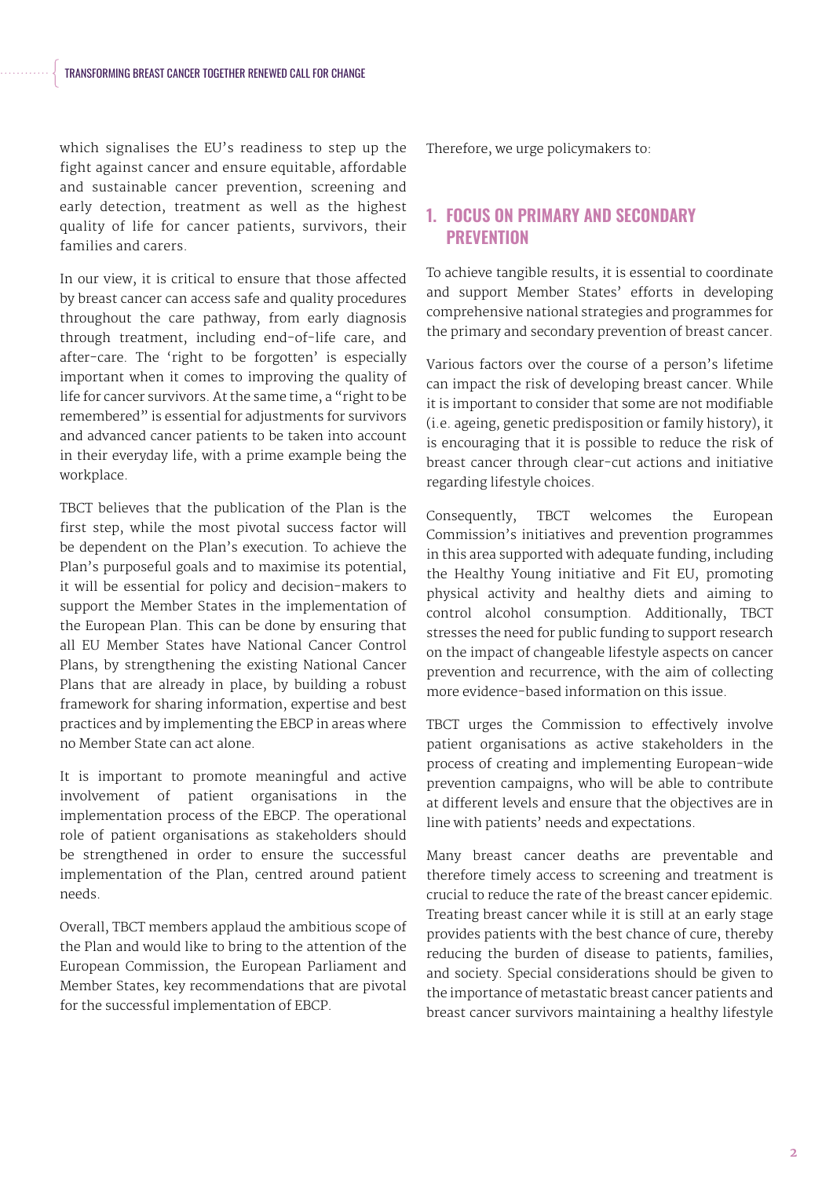which signalises the EU's readiness to step up the fight against cancer and ensure equitable, affordable and sustainable cancer prevention, screening and early detection, treatment as well as the highest quality of life for cancer patients, survivors, their families and carers.

In our view, it is critical to ensure that those affected by breast cancer can access safe and quality procedures throughout the care pathway, from early diagnosis through treatment, including end-of-life care, and after-care. The 'right to be forgotten' is especially important when it comes to improving the quality of life for cancer survivors. At the same time, a "right to be remembered" is essential for adjustments for survivors and advanced cancer patients to be taken into account in their everyday life, with a prime example being the workplace.

TBCT believes that the publication of the Plan is the first step, while the most pivotal success factor will be dependent on the Plan's execution. To achieve the Plan's purposeful goals and to maximise its potential, it will be essential for policy and decision-makers to support the Member States in the implementation of the European Plan. This can be done by ensuring that all EU Member States have National Cancer Control Plans, by strengthening the existing National Cancer Plans that are already in place, by building a robust framework for sharing information, expertise and best practices and by implementing the EBCP in areas where no Member State can act alone.

It is important to promote meaningful and active involvement of patient organisations in the implementation process of the EBCP. The operational role of patient organisations as stakeholders should be strengthened in order to ensure the successful implementation of the Plan, centred around patient needs.

Overall, TBCT members applaud the ambitious scope of the Plan and would like to bring to the attention of the European Commission, the European Parliament and Member States, key recommendations that are pivotal for the successful implementation of EBCP.

Therefore, we urge policymakers to:

## 1. FOCUS ON PRIMARY AND SECONDARY PREVENTION

To achieve tangible results, it is essential to coordinate and support Member States' efforts in developing comprehensive national strategies and programmes for the primary and secondary prevention of breast cancer.

Various factors over the course of a person's lifetime can impact the risk of developing breast cancer. While it is important to consider that some are not modifiable (i.e. ageing, genetic predisposition or family history), it is encouraging that it is possible to reduce the risk of breast cancer through clear-cut actions and initiative regarding lifestyle choices.

Consequently, TBCT welcomes the European Commission's initiatives and prevention programmes in this area supported with adequate funding, including the Healthy Young initiative and Fit EU, promoting physical activity and healthy diets and aiming to control alcohol consumption. Additionally, TBCT stresses the need for public funding to support research on the impact of changeable lifestyle aspects on cancer prevention and recurrence, with the aim of collecting more evidence-based information on this issue.

TBCT urges the Commission to effectively involve patient organisations as active stakeholders in the process of creating and implementing European-wide prevention campaigns, who will be able to contribute at different levels and ensure that the objectives are in line with patients' needs and expectations.

Many breast cancer deaths are preventable and therefore timely access to screening and treatment is crucial to reduce the rate of the breast cancer epidemic. Treating breast cancer while it is still at an early stage provides patients with the best chance of cure, thereby reducing the burden of disease to patients, families, and society. Special considerations should be given to the importance of metastatic breast cancer patients and breast cancer survivors maintaining a healthy lifestyle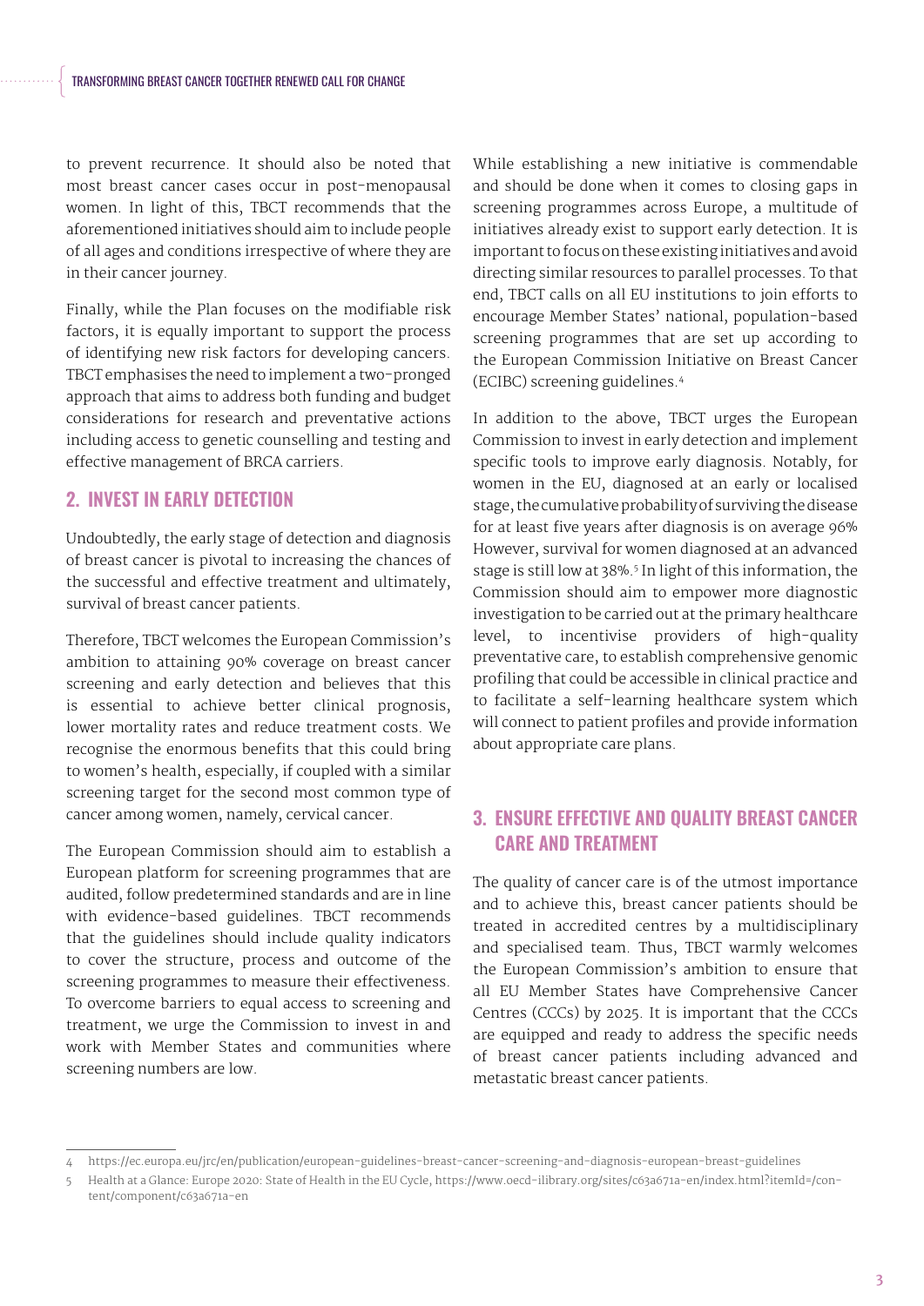to prevent recurrence. It should also be noted that most breast cancer cases occur in post-menopausal women. In light of this, TBCT recommends that the aforementioned initiatives should aim to include people of all ages and conditions irrespective of where they are in their cancer journey.

Finally, while the Plan focuses on the modifiable risk factors, it is equally important to support the process of identifying new risk factors for developing cancers. TBCT emphasises the need to implement a two-pronged approach that aims to address both funding and budget considerations for research and preventative actions including access to genetic counselling and testing and effective management of BRCA carriers.

## 2. INVEST IN EARLY DETECTION

Undoubtedly, the early stage of detection and diagnosis of breast cancer is pivotal to increasing the chances of the successful and effective treatment and ultimately, survival of breast cancer patients.

Therefore, TBCT welcomes the European Commission's ambition to attaining 90% coverage on breast cancer screening and early detection and believes that this is essential to achieve better clinical prognosis, lower mortality rates and reduce treatment costs. We recognise the enormous benefits that this could bring to women's health, especially, if coupled with a similar screening target for the second most common type of cancer among women, namely, cervical cancer.

The European Commission should aim to establish a European platform for screening programmes that are audited, follow predetermined standards and are in line with evidence-based guidelines. TBCT recommends that the guidelines should include quality indicators to cover the structure, process and outcome of the screening programmes to measure their effectiveness. To overcome barriers to equal access to screening and treatment, we urge the Commission to invest in and work with Member States and communities where screening numbers are low.

While establishing a new initiative is commendable and should be done when it comes to closing gaps in screening programmes across Europe, a multitude of initiatives already exist to support early detection. It is important to focus on these existing initiatives and avoid directing similar resources to parallel processes. To that end, TBCT calls on all EU institutions to join efforts to encourage Member States' national, population-based screening programmes that are set up according to the European Commission Initiative on Breast Cancer (ECIBC) screening guidelines.[4]

In addition to the above, TBCT urges the European Commission to invest in early detection and implement specific tools to improve early diagnosis. Notably, for women in the EU, diagnosed at an early or localised stage, the cumulative probability of surviving the disease for at least five years after diagnosis is on average 96% However, survival for women diagnosed at an advanced stage is still low at 38%.[5] In light of this information, the Commission should aim to empower more diagnostic investigation to be carried out at the primary healthcare level, to incentivise providers of high-quality preventative care, to establish comprehensive genomic profiling that could be accessible in clinical practice and to facilitate a self-learning healthcare system which will connect to patient profiles and provide information about appropriate care plans.

## 3. ENSURE EFFECTIVE AND QUALITY BREAST CANCER CARE AND TREATMENT

The quality of cancer care is of the utmost importance and to achieve this, breast cancer patients should be treated in accredited centres by a multidisciplinary and specialised team. Thus, TBCT warmly welcomes the European Commission's ambition to ensure that all EU Member States have Comprehensive Cancer Centres (CCCs) by 2025. It is important that the CCCs are equipped and ready to address the specific needs of breast cancer patients including advanced and metastatic breast cancer patients.

---

4 https://ec.europa.eu/jrc/en/publication/european-guidelines-breast-cancer-screening-and-diagnosis-european-breast-guidelines

5 Health at a Glance: Europe 2020: State of Health in the EU Cycle, https://www.oecd-ilibrary.org/sites/c63a671a-en/index.html?itemId=/content/component/c63a671a-en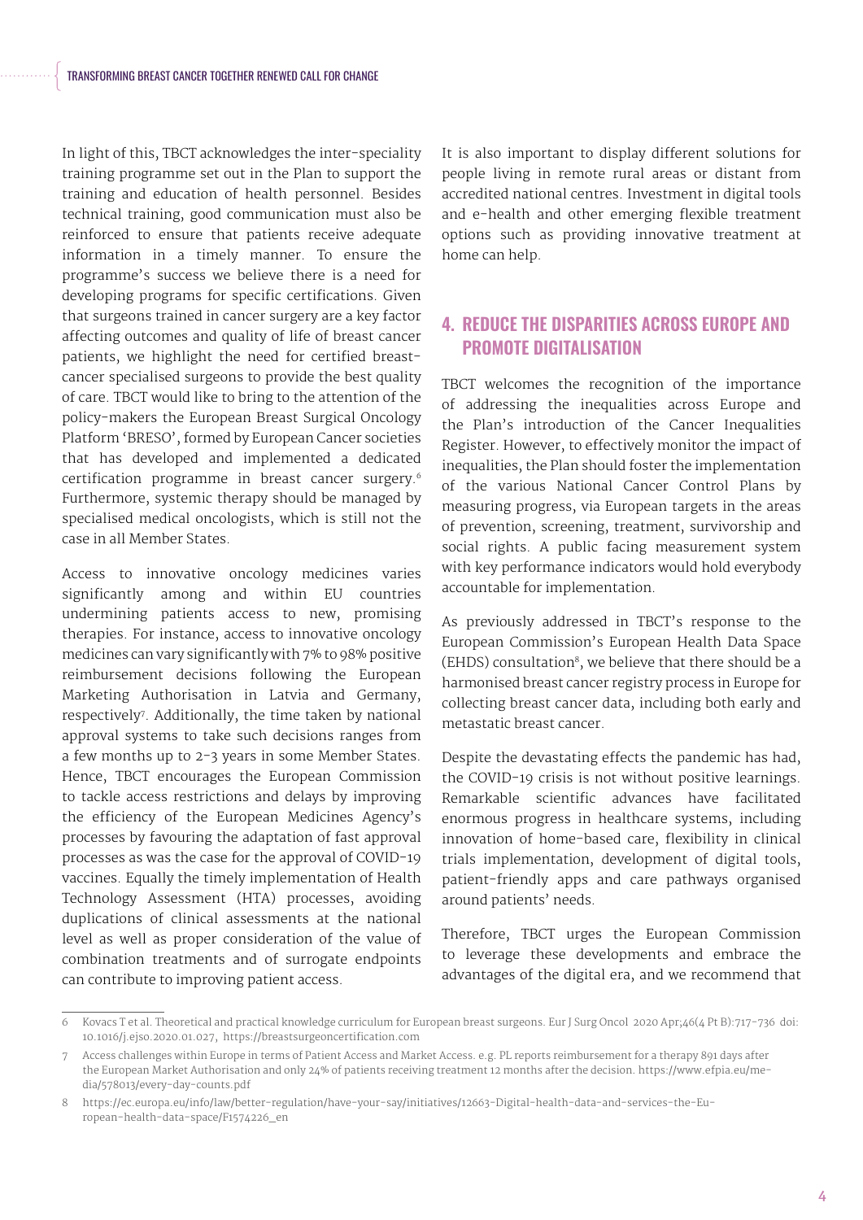In light of this, TBCT acknowledges the inter-speciality training programme set out in the Plan to support the training and education of health personnel. Besides technical training, good communication must also be reinforced to ensure that patients receive adequate information in a timely manner. To ensure the programme's success we believe there is a need for developing programs for specific certifications. Given that surgeons trained in cancer surgery are a key factor affecting outcomes and quality of life of breast cancer patients, we highlight the need for certified breast-cancer specialised surgeons to provide the best quality of care. TBCT would like to bring to the attention of the policy-makers the European Breast Surgical Oncology Platform 'BRESO', formed by European Cancer societies that has developed and implemented a dedicated certification programme in breast cancer surgery.[6] Furthermore, systemic therapy should be managed by specialised medical oncologists, which is still not the case in all Member States.

Access to innovative oncology medicines varies significantly among and within EU countries undermining patients access to new, promising therapies. For instance, access to innovative oncology medicines can vary significantly with 7% to 98% positive reimbursement decisions following the European Marketing Authorisation in Latvia and Germany, respectively[7]. Additionally, the time taken by national approval systems to take such decisions ranges from a few months up to 2-3 years in some Member States. Hence, TBCT encourages the European Commission to tackle access restrictions and delays by improving the efficiency of the European Medicines Agency's processes by favouring the adaptation of fast approval processes as was the case for the approval of COVID-19 vaccines. Equally the timely implementation of Health Technology Assessment (HTA) processes, avoiding duplications of clinical assessments at the national level as well as proper consideration of the value of combination treatments and of surrogate endpoints can contribute to improving patient access.

It is also important to display different solutions for people living in remote rural areas or distant from accredited national centres. Investment in digital tools and e-health and other emerging flexible treatment options such as providing innovative treatment at home can help.

## 4. REDUCE THE DISPARITIES ACROSS EUROPE AND PROMOTE DIGITALISATION

TBCT welcomes the recognition of the importance of addressing the inequalities across Europe and the Plan's introduction of the Cancer Inequalities Register. However, to effectively monitor the impact of inequalities, the Plan should foster the implementation of the various National Cancer Control Plans by measuring progress, via European targets in the areas of prevention, screening, treatment, survivorship and social rights. A public facing measurement system with key performance indicators would hold everybody accountable for implementation.

As previously addressed in TBCT's response to the European Commission's European Health Data Space (EHDS) consultation[8], we believe that there should be a harmonised breast cancer registry process in Europe for collecting breast cancer data, including both early and metastatic breast cancer.

Despite the devastating effects the pandemic has had, the COVID-19 crisis is not without positive learnings. Remarkable scientific advances have facilitated enormous progress in healthcare systems, including innovation of home-based care, flexibility in clinical trials implementation, development of digital tools, patient-friendly apps and care pathways organised around patients' needs.

Therefore, TBCT urges the European Commission to leverage these developments and embrace the advantages of the digital era, and we recommend that

---

6 Kovacs T et al. Theoretical and practical knowledge curriculum for European breast surgeons. Eur J Surg Oncol 2020 Apr;46(4 Pt B):717-736 doi: 10.1016/j.ejso.2020.01.027, https://breastsurgeoncertification.com

7 Access challenges within Europe in terms of Patient Access and Market Access. e.g. PL reports reimbursement for a therapy 891 days after the European Market Authorisation and only 24% of patients receiving treatment 12 months after the decision. https://www.efpia.eu/media/578013/every-day-counts.pdf

8 https://ec.europa.eu/info/law/better-regulation/have-your-say/initiatives/12663-Digital-health-data-and-services-the-European-health-data-space/F1574226_en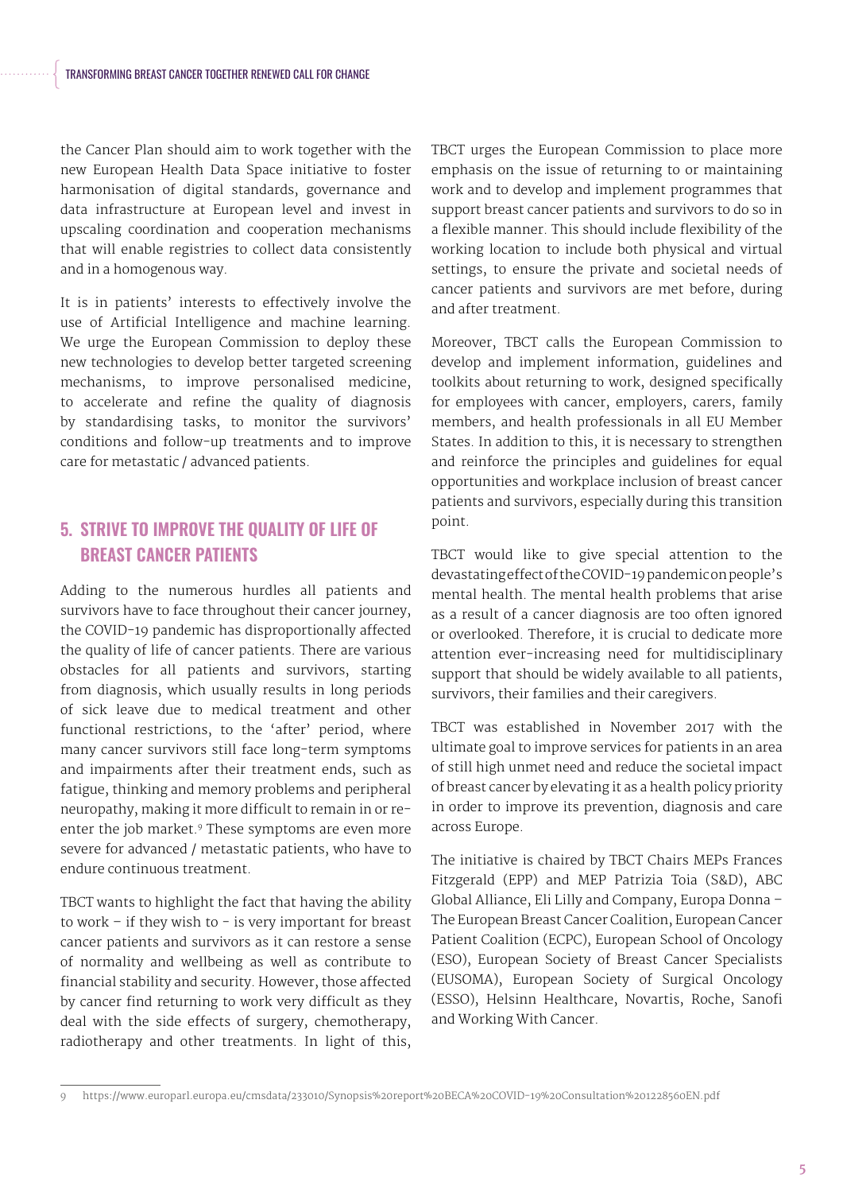the Cancer Plan should aim to work together with the new European Health Data Space initiative to foster harmonisation of digital standards, governance and data infrastructure at European level and invest in upscaling coordination and cooperation mechanisms that will enable registries to collect data consistently and in a homogenous way.

It is in patients' interests to effectively involve the use of Artificial Intelligence and machine learning. We urge the European Commission to deploy these new technologies to develop better targeted screening mechanisms, to improve personalised medicine, to accelerate and refine the quality of diagnosis by standardising tasks, to monitor the survivors' conditions and follow-up treatments and to improve care for metastatic / advanced patients.

## 5. STRIVE TO IMPROVE THE QUALITY OF LIFE OF BREAST CANCER PATIENTS

Adding to the numerous hurdles all patients and survivors have to face throughout their cancer journey, the COVID-19 pandemic has disproportionally affected the quality of life of cancer patients. There are various obstacles for all patients and survivors, starting from diagnosis, which usually results in long periods of sick leave due to medical treatment and other functional restrictions, to the 'after' period, where many cancer survivors still face long-term symptoms and impairments after their treatment ends, such as fatigue, thinking and memory problems and peripheral neuropathy, making it more difficult to remain in or re-enter the job market.[9] These symptoms are even more severe for advanced / metastatic patients, who have to endure continuous treatment.

TBCT wants to highlight the fact that having the ability to work – if they wish to - is very important for breast cancer patients and survivors as it can restore a sense of normality and wellbeing as well as contribute to financial stability and security. However, those affected by cancer find returning to work very difficult as they deal with the side effects of surgery, chemotherapy, radiotherapy and other treatments. In light of this, TBCT urges the European Commission to place more emphasis on the issue of returning to or maintaining work and to develop and implement programmes that support breast cancer patients and survivors to do so in a flexible manner. This should include flexibility of the working location to include both physical and virtual settings, to ensure the private and societal needs of cancer patients and survivors are met before, during and after treatment.

Moreover, TBCT calls the European Commission to develop and implement information, guidelines and toolkits about returning to work, designed specifically for employees with cancer, employers, carers, family members, and health professionals in all EU Member States. In addition to this, it is necessary to strengthen and reinforce the principles and guidelines for equal opportunities and workplace inclusion of breast cancer patients and survivors, especially during this transition point.

TBCT would like to give special attention to the devastating effect of the COVID-19 pandemic on people's mental health. The mental health problems that arise as a result of a cancer diagnosis are too often ignored or overlooked. Therefore, it is crucial to dedicate more attention ever-increasing need for multidisciplinary support that should be widely available to all patients, survivors, their families and their caregivers.

TBCT was established in November 2017 with the ultimate goal to improve services for patients in an area of still high unmet need and reduce the societal impact of breast cancer by elevating it as a health policy priority in order to improve its prevention, diagnosis and care across Europe.

The initiative is chaired by TBCT Chairs MEPs Frances Fitzgerald (EPP) and MEP Patrizia Toia (S&D), ABC Global Alliance, Eli Lilly and Company, Europa Donna – The European Breast Cancer Coalition, European Cancer Patient Coalition (ECPC), European School of Oncology (ESO), European Society of Breast Cancer Specialists (EUSOMA), European Society of Surgical Oncology (ESSO), Helsinn Healthcare, Novartis, Roche, Sanofi and Working With Cancer.

---

9 https://www.europarl.europa.eu/cmsdata/233010/Synopsis%20report%20BECA%20COVID-19%20Consultation%20122856oEN.pdf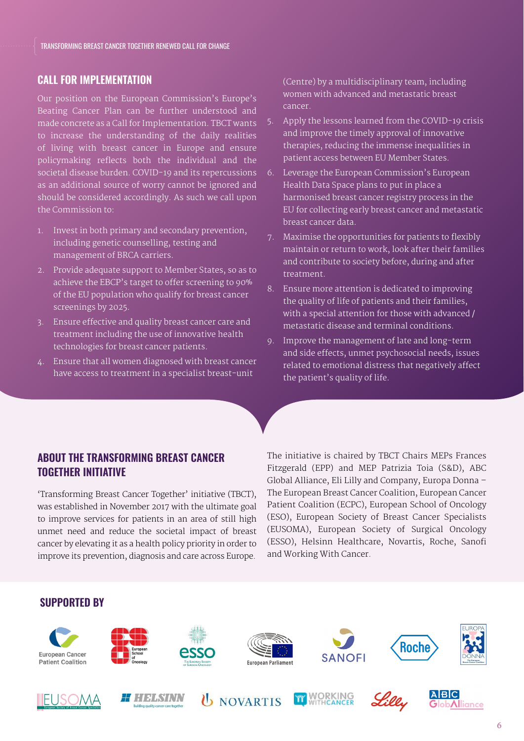## CALL FOR IMPLEMENTATION

Our position on the European Commission's Europe's Beating Cancer Plan can be further understood and made concrete as a Call for Implementation. TBCT wants to increase the understanding of the daily realities of living with breast cancer in Europe and ensure policymaking reflects both the individual and the societal disease burden. COVID-19 and its repercussions as an additional source of worry cannot be ignored and should be considered accordingly. As such we call upon the Commission to:

1. Invest in both primary and secondary prevention, including genetic counselling, testing and management of BRCA carriers.
2. Provide adequate support to Member States, so as to achieve the EBCP's target to offer screening to 90% of the EU population who qualify for breast cancer screenings by 2025.
3. Ensure effective and quality breast cancer care and treatment including the use of innovative health technologies for breast cancer patients.
4. Ensure that all women diagnosed with breast cancer have access to treatment in a specialist breast-unit (Centre) by a multidisciplinary team, including women with advanced and metastatic breast cancer.
5. Apply the lessons learned from the COVID-19 crisis and improve the timely approval of innovative therapies, reducing the immense inequalities in patient access between EU Member States.
6. Leverage the European Commission's European Health Data Space plans to put in place a harmonised breast cancer registry process in the EU for collecting early breast cancer and metastatic breast cancer data.
7. Maximise the opportunities for patients to flexibly maintain or return to work, look after their families and contribute to society before, during and after treatment.
8. Ensure more attention is dedicated to improving the quality of life of patients and their families, with a special attention for those with advanced / metastatic disease and terminal conditions.
9. Improve the management of late and long-term and side effects, unmet psychosocial needs, issues related to emotional distress that negatively affect the patient's quality of life.

## ABOUT THE TRANSFORMING BREAST CANCER TOGETHER INITIATIVE

'Transforming Breast Cancer Together' initiative (TBCT), was established in November 2017 with the ultimate goal to improve services for patients in an area of still high unmet need and reduce the societal impact of breast cancer by elevating it as a health policy priority in order to improve its prevention, diagnosis and care across Europe.

The initiative is chaired by TBCT Chairs MEPs Frances Fitzgerald (EPP) and MEP Patrizia Toia (S&D), ABC Global Alliance, Eli Lilly and Company, Europa Donna – The European Breast Cancer Coalition, European Cancer Patient Coalition (ECPC), European School of Oncology (ESO), European Society of Breast Cancer Specialists (EUSOMA), European Society of Surgical Oncology (ESSO), Helsinn Healthcare, Novartis, Roche, Sanofi and Working With Cancer.

## SUPPORTED BY

European Cancer Patient Coalition · European School of Oncology · ESSO · European Parliament · SANOFI · Roche · EUROPA DONNA · EUSOMA · HELSINN · NOVARTIS · WORKING WITH CANCER · Lilly · ABC Global Alliance